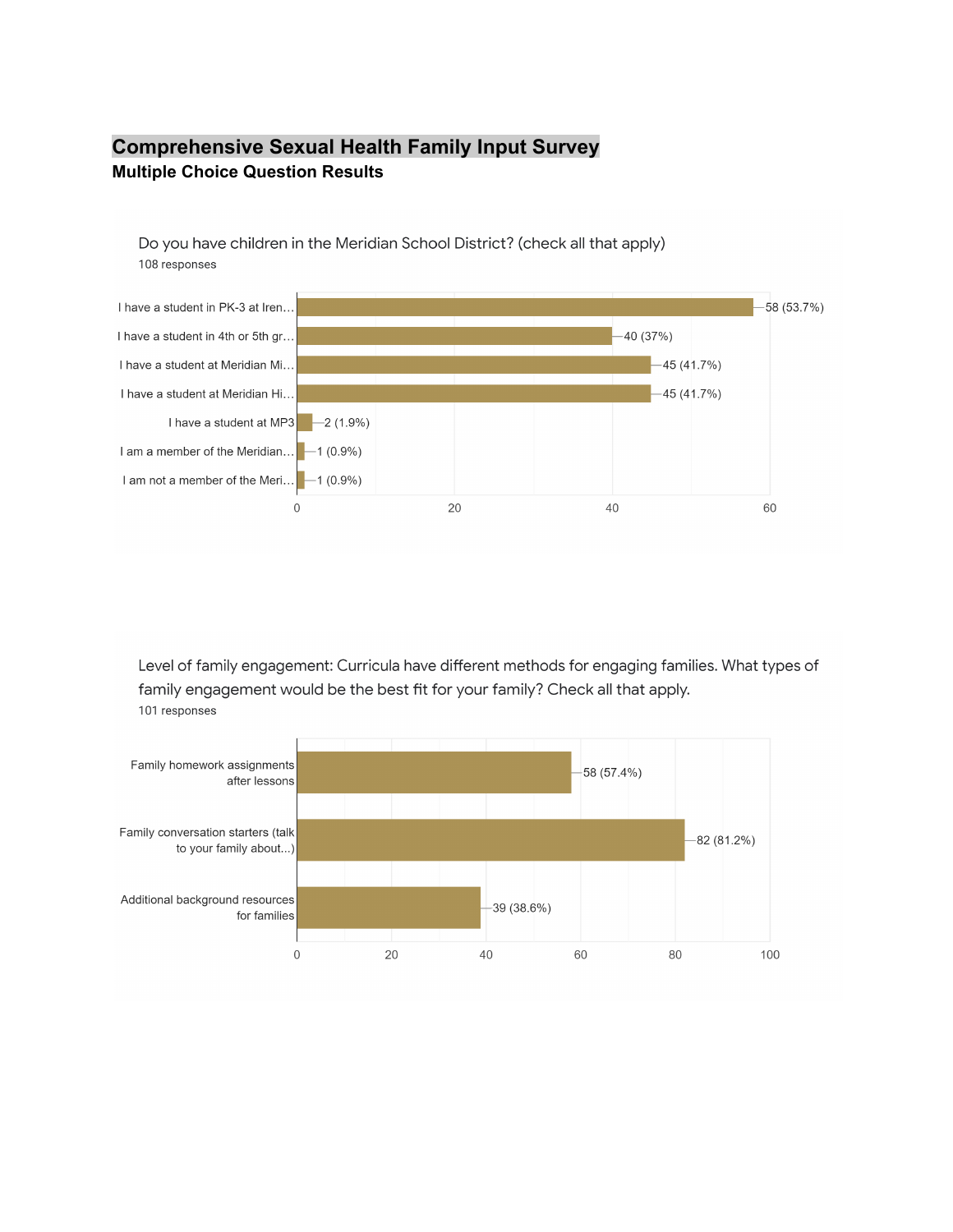# Comprehensive Sexual Health Family Input Survey

**Multiple Choice Question Results**

Do you have children in the Meridian School District? (check all that apply)

108 responses

| Response | Count (%) |
|---|---|
| I have a student in PK-3 at Iren… | 58 (53.7%) |
| I have a student in 4th or 5th gr… | 40 (37%) |
| I have a student at Meridian Mi… | 45 (41.7%) |
| I have a student at Meridian Hi… | 45 (41.7%) |
| I have a student at MP3 | 2 (1.9%) |
| I am a member of the Meridian… | 1 (0.9%) |
| I am not a member of the Meri… | 1 (0.9%) |

Level of family engagement: Curricula have different methods for engaging families. What types of family engagement would be the best fit for your family? Check all that apply.

101 responses

| Response | Count (%) |
|---|---|
| Family homework assignments after lessons | 58 (57.4%) |
| Family conversation starters (talk to your family about...) | 82 (81.2%) |
| Additional background resources for families | 39 (38.6%) |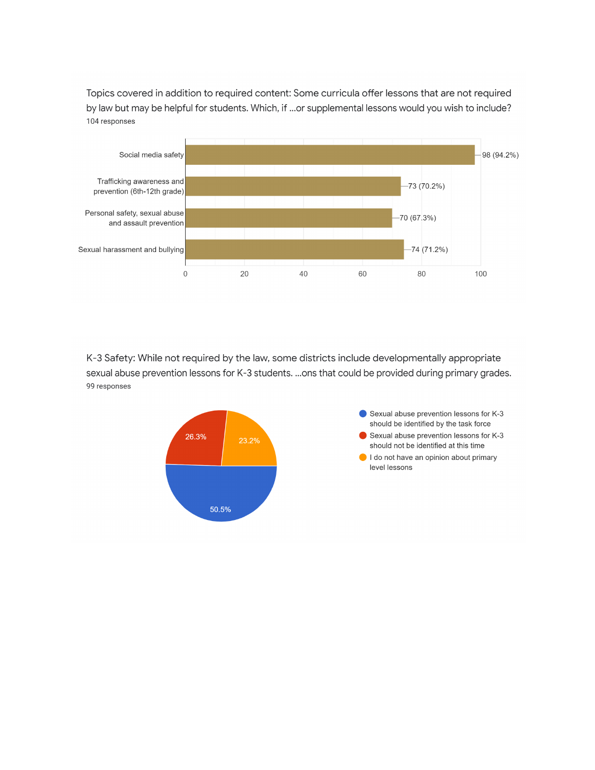Topics covered in addition to required content: Some curricula offer lessons that are not required by law but may be helpful for students. Which, if ...or supplemental lessons would you wish to include?

104 responses

| Topic | Responses |
| --- | --- |
| Social media safety | 98 (94.2%) |
| Trafficking awareness and prevention (6th-12th grade) | 73 (70.2%) |
| Personal safety, sexual abuse and assault prevention | 70 (67.3%) |
| Sexual harassment and bullying | 74 (71.2%) |

K-3 Safety: While not required by the law, some districts include developmentally appropriate sexual abuse prevention lessons for K-3 students. ...ons that could be provided during primary grades.

99 responses

| Response | Percentage |
| --- | --- |
| Sexual abuse prevention lessons for K-3 should be identified by the task force | 50.5% |
| Sexual abuse prevention lessons for K-3 should not be identified at this time | 26.3% |
| I do not have an opinion about primary level lessons | 23.2% |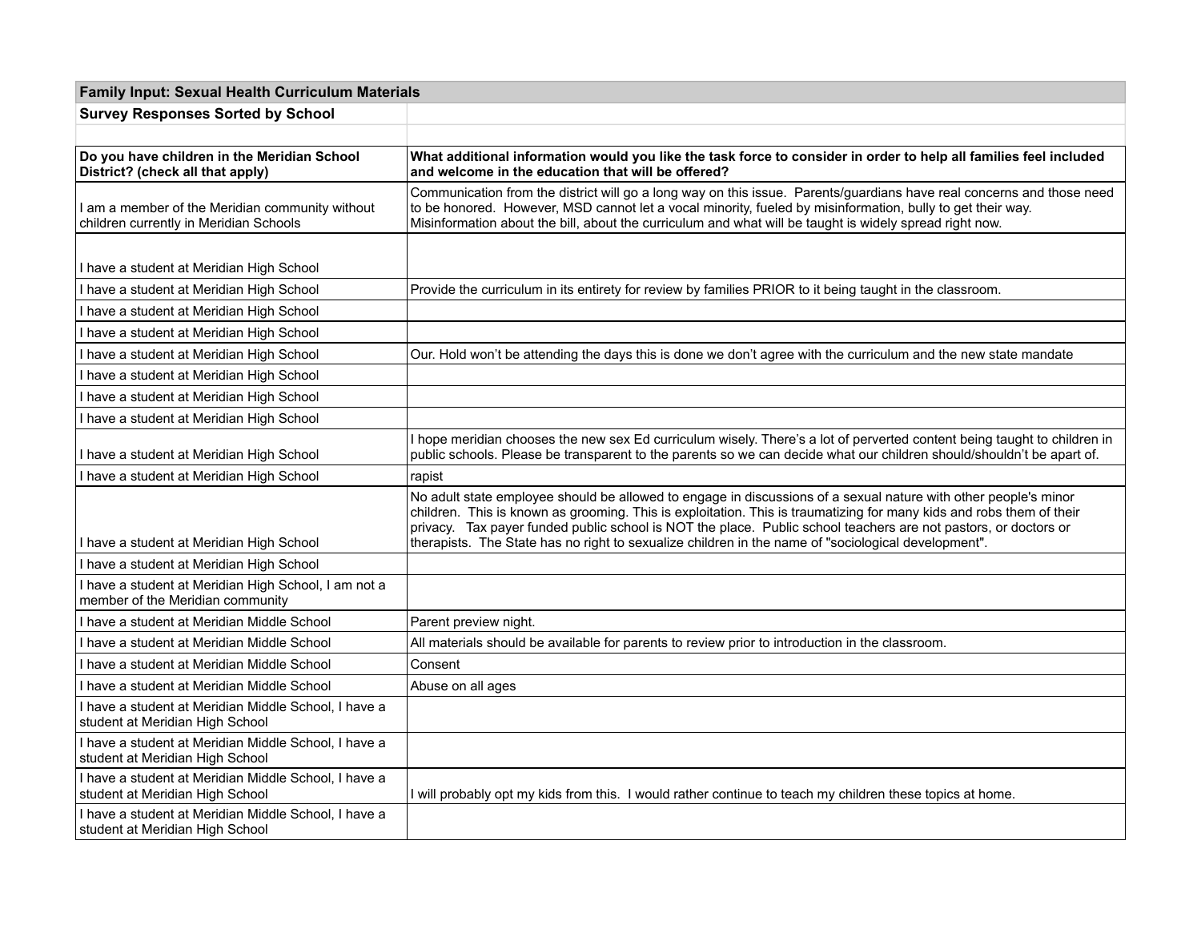| Family Input: Sexual Health Curriculum Materials | |
|---|---|
| **Survey Responses Sorted by School** | |
| | |
| **Do you have children in the Meridian School District? (check all that apply)** | **What additional information would you like the task force to consider in order to help all families feel included and welcome in the education that will be offered?** |
| I am a member of the Meridian community without children currently in Meridian Schools | Communication from the district will go a long way on this issue. Parents/guardians have real concerns and those need to be honored. However, MSD cannot let a vocal minority, fueled by misinformation, bully to get their way. Misinformation about the bill, about the curriculum and what will be taught is widely spread right now. |
| I have a student at Meridian High School | |
| I have a student at Meridian High School | Provide the curriculum in its entirety for review by families PRIOR to it being taught in the classroom. |
| I have a student at Meridian High School | |
| I have a student at Meridian High School | |
| I have a student at Meridian High School | Our. Hold won't be attending the days this is done we don't agree with the curriculum and the new state mandate |
| I have a student at Meridian High School | |
| I have a student at Meridian High School | |
| I have a student at Meridian High School | |
| I have a student at Meridian High School | I hope meridian chooses the new sex Ed curriculum wisely. There's a lot of perverted content being taught to children in public schools. Please be transparent to the parents so we can decide what our children should/shouldn't be apart of. |
| I have a student at Meridian High School | rapist |
| I have a student at Meridian High School | No adult state employee should be allowed to engage in discussions of a sexual nature with other people's minor children. This is known as grooming. This is exploitation. This is traumatizing for many kids and robs them of their privacy. Tax payer funded public school is NOT the place. Public school teachers are not pastors, or doctors or therapists. The State has no right to sexualize children in the name of "sociological development". |
| I have a student at Meridian High School | |
| I have a student at Meridian High School, I am not a member of the Meridian community | |
| I have a student at Meridian Middle School | Parent preview night. |
| I have a student at Meridian Middle School | All materials should be available for parents to review prior to introduction in the classroom. |
| I have a student at Meridian Middle School | Consent |
| I have a student at Meridian Middle School | Abuse on all ages |
| I have a student at Meridian Middle School, I have a student at Meridian High School | |
| I have a student at Meridian Middle School, I have a student at Meridian High School | |
| I have a student at Meridian Middle School, I have a student at Meridian High School | I will probably opt my kids from this. I would rather continue to teach my children these topics at home. |
| I have a student at Meridian Middle School, I have a student at Meridian High School | |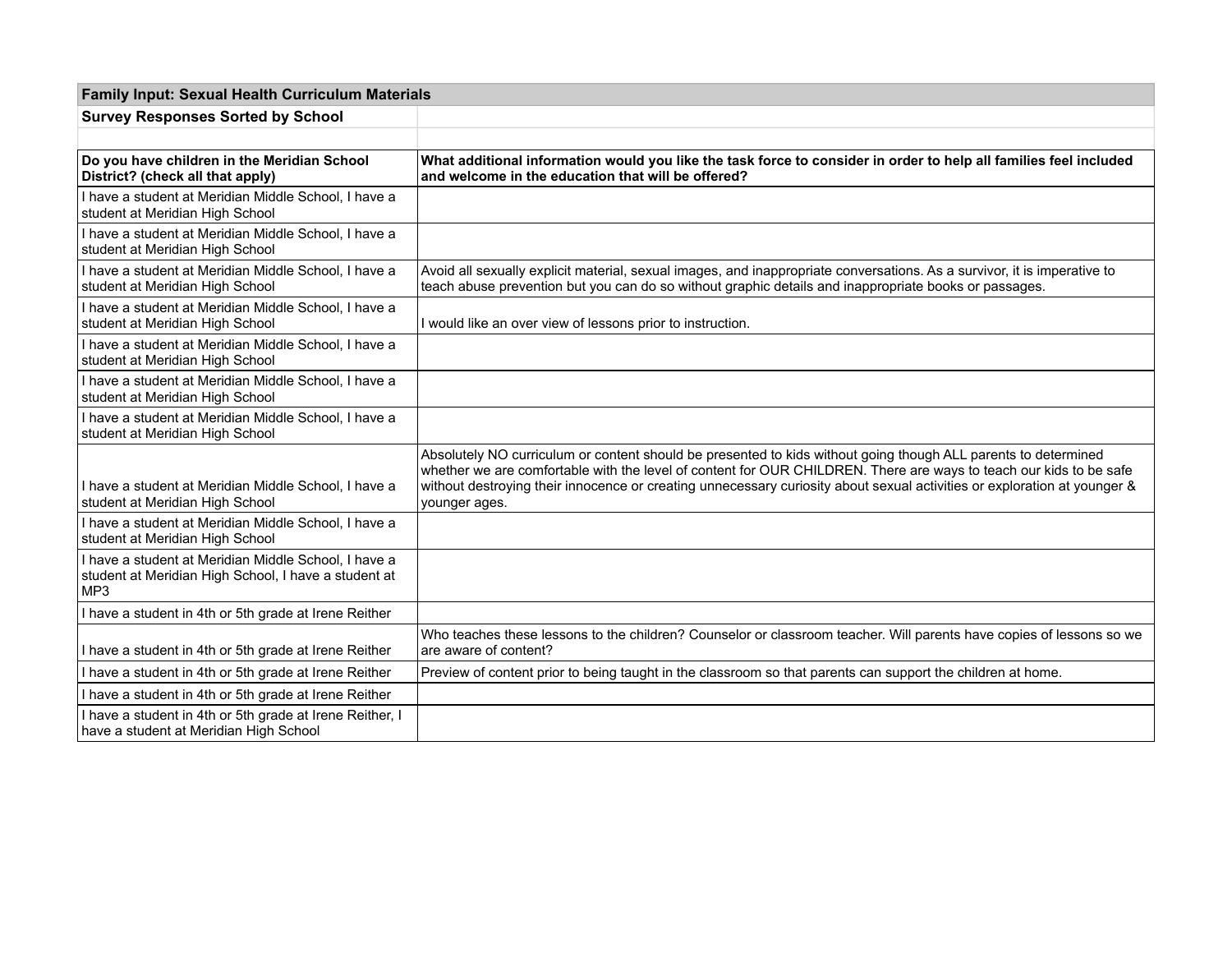**Family Input: Sexual Health Curriculum Materials**

**Survey Responses Sorted by School**

| Do you have children in the Meridian School District? (check all that apply) | What additional information would you like the task force to consider in order to help all families feel included and welcome in the education that will be offered? |
|---|---|
| I have a student at Meridian Middle School, I have a student at Meridian High School | |
| I have a student at Meridian Middle School, I have a student at Meridian High School | |
| I have a student at Meridian Middle School, I have a student at Meridian High School | Avoid all sexually explicit material, sexual images, and inappropriate conversations. As a survivor, it is imperative to teach abuse prevention but you can do so without graphic details and inappropriate books or passages. |
| I have a student at Meridian Middle School, I have a student at Meridian High School | I would like an over view of lessons prior to instruction. |
| I have a student at Meridian Middle School, I have a student at Meridian High School | |
| I have a student at Meridian Middle School, I have a student at Meridian High School | |
| I have a student at Meridian Middle School, I have a student at Meridian High School | |
| I have a student at Meridian Middle School, I have a student at Meridian High School | Absolutely NO curriculum or content should be presented to kids without going though ALL parents to determined whether we are comfortable with the level of content for OUR CHILDREN. There are ways to teach our kids to be safe without destroying their innocence or creating unnecessary curiosity about sexual activities or exploration at younger & younger ages. |
| I have a student at Meridian Middle School, I have a student at Meridian High School | |
| I have a student at Meridian Middle School, I have a student at Meridian High School, I have a student at MP3 | |
| I have a student in 4th or 5th grade at Irene Reither | |
| I have a student in 4th or 5th grade at Irene Reither | Who teaches these lessons to the children? Counselor or classroom teacher. Will parents have copies of lessons so we are aware of content? |
| I have a student in 4th or 5th grade at Irene Reither | Preview of content prior to being taught in the classroom so that parents can support the children at home. |
| I have a student in 4th or 5th grade at Irene Reither | |
| I have a student in 4th or 5th grade at Irene Reither, I have a student at Meridian High School | |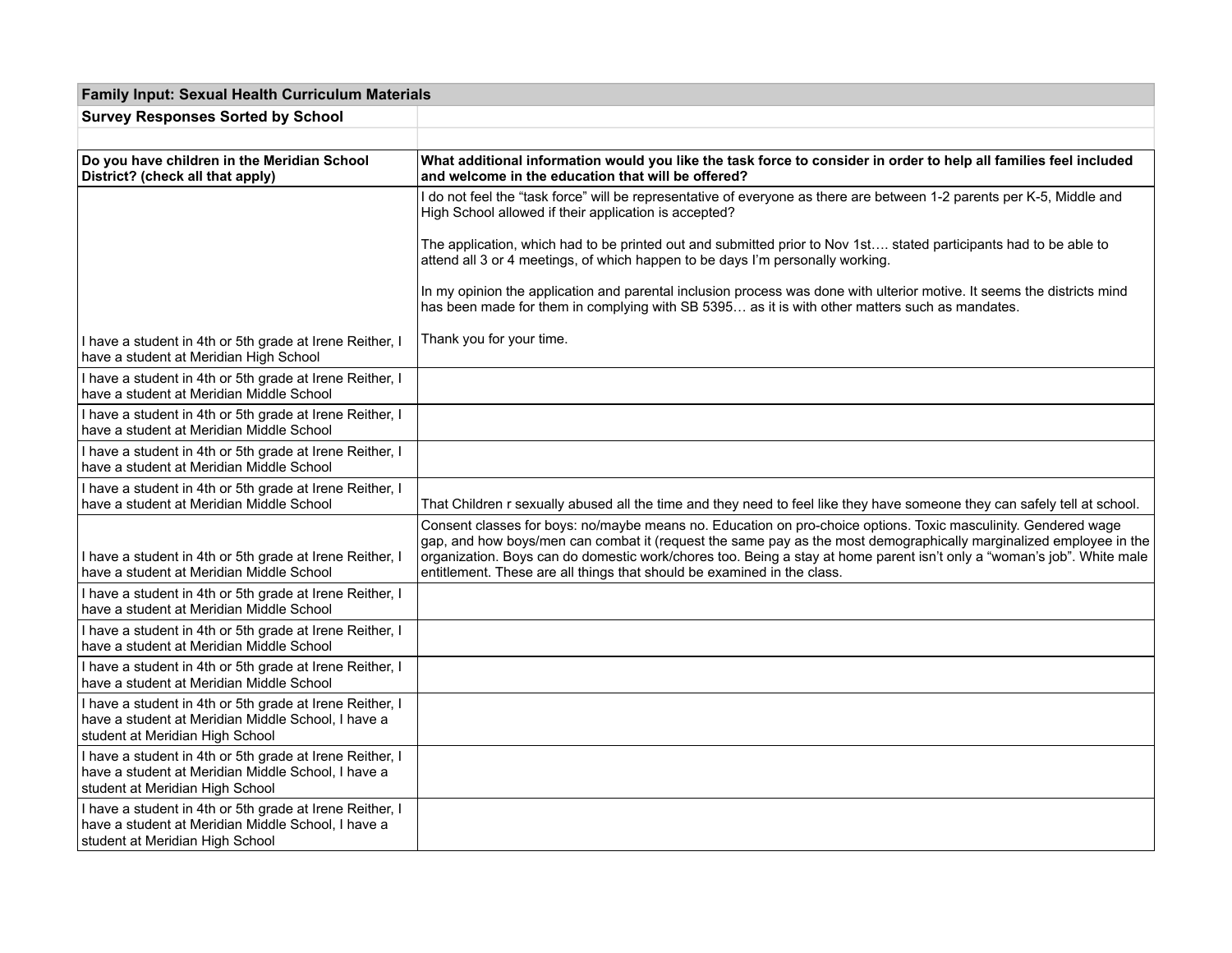| Family Input: Sexual Health Curriculum Materials | |
|---|---|
| **Survey Responses Sorted by School** | |
| | |
| **Do you have children in the Meridian School District? (check all that apply)** | **What additional information would you like the task force to consider in order to help all families feel included and welcome in the education that will be offered?** |
| I have a student in 4th or 5th grade at Irene Reither, I have a student at Meridian High School | I do not feel the “task force” will be representative of everyone as there are between 1-2 parents per K-5, Middle and High School allowed if their application is accepted?<br><br>The application, which had to be printed out and submitted prior to Nov 1st…. stated participants had to be able to attend all 3 or 4 meetings, of which happen to be days I’m personally working.<br><br>In my opinion the application and parental inclusion process was done with ulterior motive. It seems the districts mind has been made for them in complying with SB 5395… as it is with other matters such as mandates.<br><br>Thank you for your time. |
| I have a student in 4th or 5th grade at Irene Reither, I have a student at Meridian Middle School | |
| I have a student in 4th or 5th grade at Irene Reither, I have a student at Meridian Middle School | |
| I have a student in 4th or 5th grade at Irene Reither, I have a student at Meridian Middle School | |
| I have a student in 4th or 5th grade at Irene Reither, I have a student at Meridian Middle School | That Children r sexually abused all the time and they need to feel like they have someone they can safely tell at school. |
| I have a student in 4th or 5th grade at Irene Reither, I have a student at Meridian Middle School | Consent classes for boys: no/maybe means no. Education on pro-choice options. Toxic masculinity. Gendered wage gap, and how boys/men can combat it (request the same pay as the most demographically marginalized employee in the organization. Boys can do domestic work/chores too. Being a stay at home parent isn’t only a “woman’s job”. White male entitlement. These are all things that should be examined in the class. |
| I have a student in 4th or 5th grade at Irene Reither, I have a student at Meridian Middle School | |
| I have a student in 4th or 5th grade at Irene Reither, I have a student at Meridian Middle School | |
| I have a student in 4th or 5th grade at Irene Reither, I have a student at Meridian Middle School | |
| I have a student in 4th or 5th grade at Irene Reither, I have a student at Meridian Middle School, I have a student at Meridian High School | |
| I have a student in 4th or 5th grade at Irene Reither, I have a student at Meridian Middle School, I have a student at Meridian High School | |
| I have a student in 4th or 5th grade at Irene Reither, I have a student at Meridian Middle School, I have a student at Meridian High School | |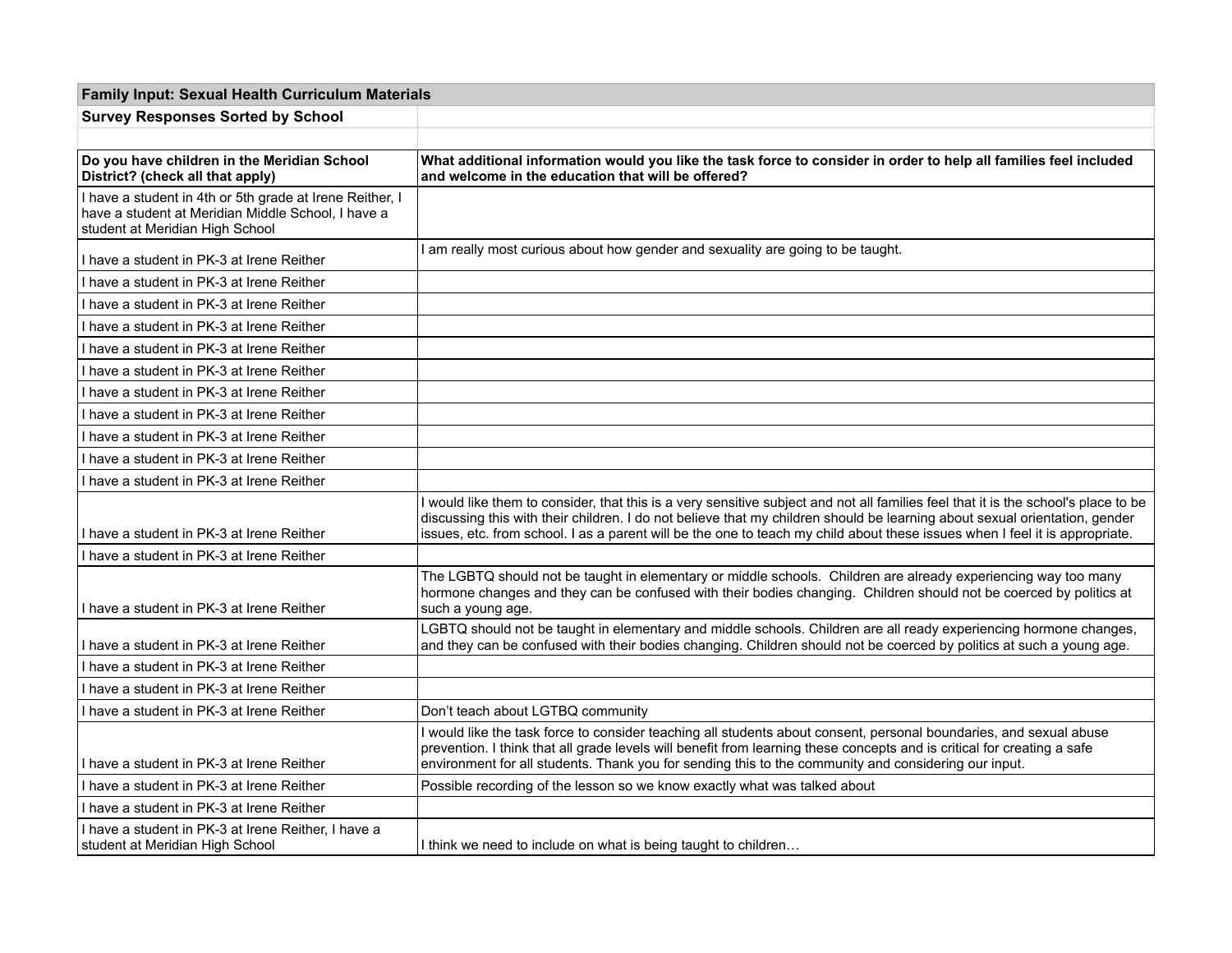| Family Input: Sexual Health Curriculum Materials | |
|---|---|
| **Survey Responses Sorted by School** | |
| | |
| **Do you have children in the Meridian School District? (check all that apply)** | **What additional information would you like the task force to consider in order to help all families feel included and welcome in the education that will be offered?** |
| I have a student in 4th or 5th grade at Irene Reither, I have a student at Meridian Middle School, I have a student at Meridian High School | |
| I have a student in PK-3 at Irene Reither | I am really most curious about how gender and sexuality are going to be taught. |
| I have a student in PK-3 at Irene Reither | |
| I have a student in PK-3 at Irene Reither | |
| I have a student in PK-3 at Irene Reither | |
| I have a student in PK-3 at Irene Reither | |
| I have a student in PK-3 at Irene Reither | |
| I have a student in PK-3 at Irene Reither | |
| I have a student in PK-3 at Irene Reither | |
| I have a student in PK-3 at Irene Reither | |
| I have a student in PK-3 at Irene Reither | |
| I have a student in PK-3 at Irene Reither | |
| I have a student in PK-3 at Irene Reither | I would like them to consider, that this is a very sensitive subject and not all families feel that it is the school's place to be discussing this with their children. I do not believe that my children should be learning about sexual orientation, gender issues, etc. from school. I as a parent will be the one to teach my child about these issues when I feel it is appropriate. |
| I have a student in PK-3 at Irene Reither | |
| I have a student in PK-3 at Irene Reither | The LGBTQ should not be taught in elementary or middle schools. Children are already experiencing way too many hormone changes and they can be confused with their bodies changing. Children should not be coerced by politics at such a young age. |
| I have a student in PK-3 at Irene Reither | LGBTQ should not be taught in elementary and middle schools. Children are all ready experiencing hormone changes, and they can be confused with their bodies changing. Children should not be coerced by politics at such a young age. |
| I have a student in PK-3 at Irene Reither | |
| I have a student in PK-3 at Irene Reither | |
| I have a student in PK-3 at Irene Reither | Don't teach about LGTBQ community |
| I have a student in PK-3 at Irene Reither | I would like the task force to consider teaching all students about consent, personal boundaries, and sexual abuse prevention. I think that all grade levels will benefit from learning these concepts and is critical for creating a safe environment for all students. Thank you for sending this to the community and considering our input. |
| I have a student in PK-3 at Irene Reither | Possible recording of the lesson so we know exactly what was talked about |
| I have a student in PK-3 at Irene Reither | |
| I have a student in PK-3 at Irene Reither, I have a student at Meridian High School | I think we need to include on what is being taught to children… |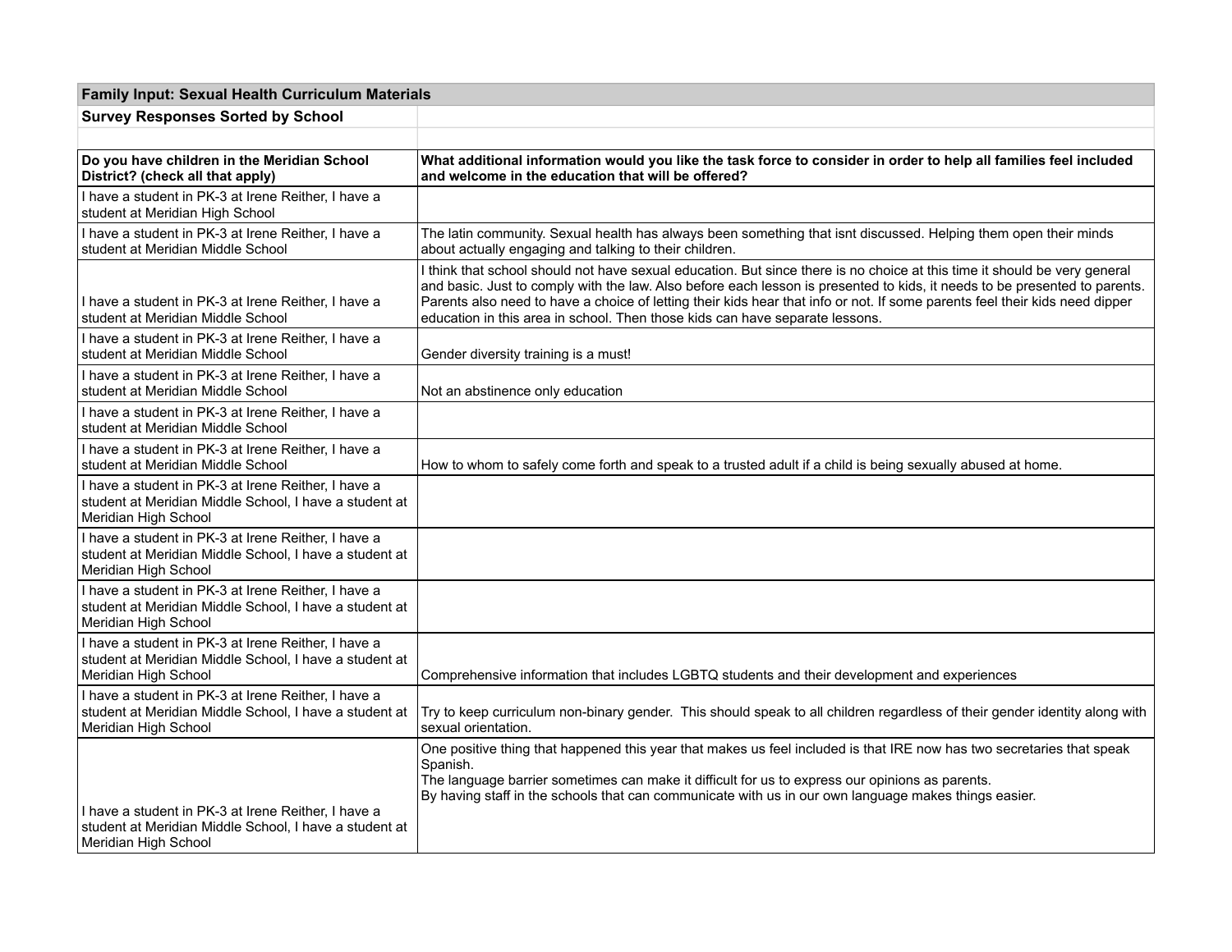| Family Input: Sexual Health Curriculum Materials | |
|---|---|
| **Survey Responses Sorted by School** | |
| | |
| **Do you have children in the Meridian School District? (check all that apply)** | **What additional information would you like the task force to consider in order to help all families feel included and welcome in the education that will be offered?** |
| I have a student in PK-3 at Irene Reither, I have a student at Meridian High School | |
| I have a student in PK-3 at Irene Reither, I have a student at Meridian Middle School | The latin community. Sexual health has always been something that isnt discussed. Helping them open their minds about actually engaging and talking to their children. |
| I have a student in PK-3 at Irene Reither, I have a student at Meridian Middle School | I think that school should not have sexual education. But since there is no choice at this time it should be very general and basic. Just to comply with the law. Also before each lesson is presented to kids, it needs to be presented to parents. Parents also need to have a choice of letting their kids hear that info or not. If some parents feel their kids need dipper education in this area in school. Then those kids can have separate lessons. |
| I have a student in PK-3 at Irene Reither, I have a student at Meridian Middle School | Gender diversity training is a must! |
| I have a student in PK-3 at Irene Reither, I have a student at Meridian Middle School | Not an abstinence only education |
| I have a student in PK-3 at Irene Reither, I have a student at Meridian Middle School | |
| I have a student in PK-3 at Irene Reither, I have a student at Meridian Middle School | How to whom to safely come forth and speak to a trusted adult if a child is being sexually abused at home. |
| I have a student in PK-3 at Irene Reither, I have a student at Meridian Middle School, I have a student at Meridian High School | |
| I have a student in PK-3 at Irene Reither, I have a student at Meridian Middle School, I have a student at Meridian High School | |
| I have a student in PK-3 at Irene Reither, I have a student at Meridian Middle School, I have a student at Meridian High School | |
| I have a student in PK-3 at Irene Reither, I have a student at Meridian Middle School, I have a student at Meridian High School | Comprehensive information that includes LGBTQ students and their development and experiences |
| I have a student in PK-3 at Irene Reither, I have a student at Meridian Middle School, I have a student at Meridian High School | Try to keep curriculum non-binary gender. This should speak to all children regardless of their gender identity along with sexual orientation. |
| I have a student in PK-3 at Irene Reither, I have a student at Meridian Middle School, I have a student at Meridian High School | One positive thing that happened this year that makes us feel included is that IRE now has two secretaries that speak Spanish.<br>The language barrier sometimes can make it difficult for us to express our opinions as parents.<br>By having staff in the schools that can communicate with us in our own language makes things easier. |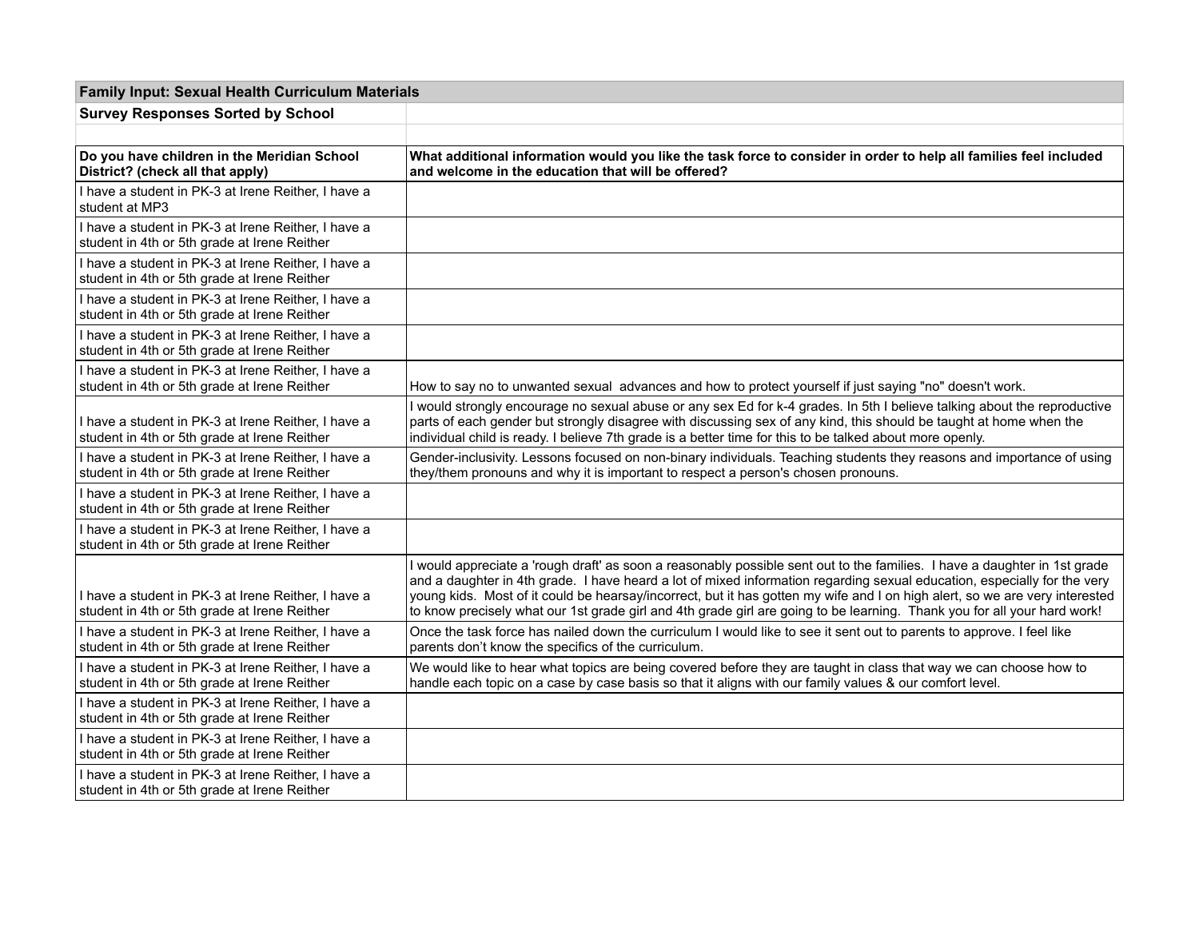| Family Input: Sexual Health Curriculum Materials | |
|---|---|
| **Survey Responses Sorted by School** | |
| | |
| **Do you have children in the Meridian School District? (check all that apply)** | **What additional information would you like the task force to consider in order to help all families feel included and welcome in the education that will be offered?** |
| I have a student in PK-3 at Irene Reither, I have a student at MP3 | |
| I have a student in PK-3 at Irene Reither, I have a student in 4th or 5th grade at Irene Reither | |
| I have a student in PK-3 at Irene Reither, I have a student in 4th or 5th grade at Irene Reither | |
| I have a student in PK-3 at Irene Reither, I have a student in 4th or 5th grade at Irene Reither | |
| I have a student in PK-3 at Irene Reither, I have a student in 4th or 5th grade at Irene Reither | |
| I have a student in PK-3 at Irene Reither, I have a student in 4th or 5th grade at Irene Reither | How to say no to unwanted sexual advances and how to protect yourself if just saying "no" doesn't work. |
| I have a student in PK-3 at Irene Reither, I have a student in 4th or 5th grade at Irene Reither | I would strongly encourage no sexual abuse or any sex Ed for k-4 grades. In 5th I believe talking about the reproductive parts of each gender but strongly disagree with discussing sex of any kind, this should be taught at home when the individual child is ready. I believe 7th grade is a better time for this to be talked about more openly. |
| I have a student in PK-3 at Irene Reither, I have a student in 4th or 5th grade at Irene Reither | Gender-inclusivity. Lessons focused on non-binary individuals. Teaching students they reasons and importance of using they/them pronouns and why it is important to respect a person's chosen pronouns. |
| I have a student in PK-3 at Irene Reither, I have a student in 4th or 5th grade at Irene Reither | |
| I have a student in PK-3 at Irene Reither, I have a student in 4th or 5th grade at Irene Reither | |
| I have a student in PK-3 at Irene Reither, I have a student in 4th or 5th grade at Irene Reither | I would appreciate a 'rough draft' as soon a reasonably possible sent out to the families. I have a daughter in 1st grade and a daughter in 4th grade. I have heard a lot of mixed information regarding sexual education, especially for the very young kids. Most of it could be hearsay/incorrect, but it has gotten my wife and I on high alert, so we are very interested to know precisely what our 1st grade girl and 4th grade girl are going to be learning. Thank you for all your hard work! |
| I have a student in PK-3 at Irene Reither, I have a student in 4th or 5th grade at Irene Reither | Once the task force has nailed down the curriculum I would like to see it sent out to parents to approve. I feel like parents don't know the specifics of the curriculum. |
| I have a student in PK-3 at Irene Reither, I have a student in 4th or 5th grade at Irene Reither | We would like to hear what topics are being covered before they are taught in class that way we can choose how to handle each topic on a case by case basis so that it aligns with our family values & our comfort level. |
| I have a student in PK-3 at Irene Reither, I have a student in 4th or 5th grade at Irene Reither | |
| I have a student in PK-3 at Irene Reither, I have a student in 4th or 5th grade at Irene Reither | |
| I have a student in PK-3 at Irene Reither, I have a student in 4th or 5th grade at Irene Reither | |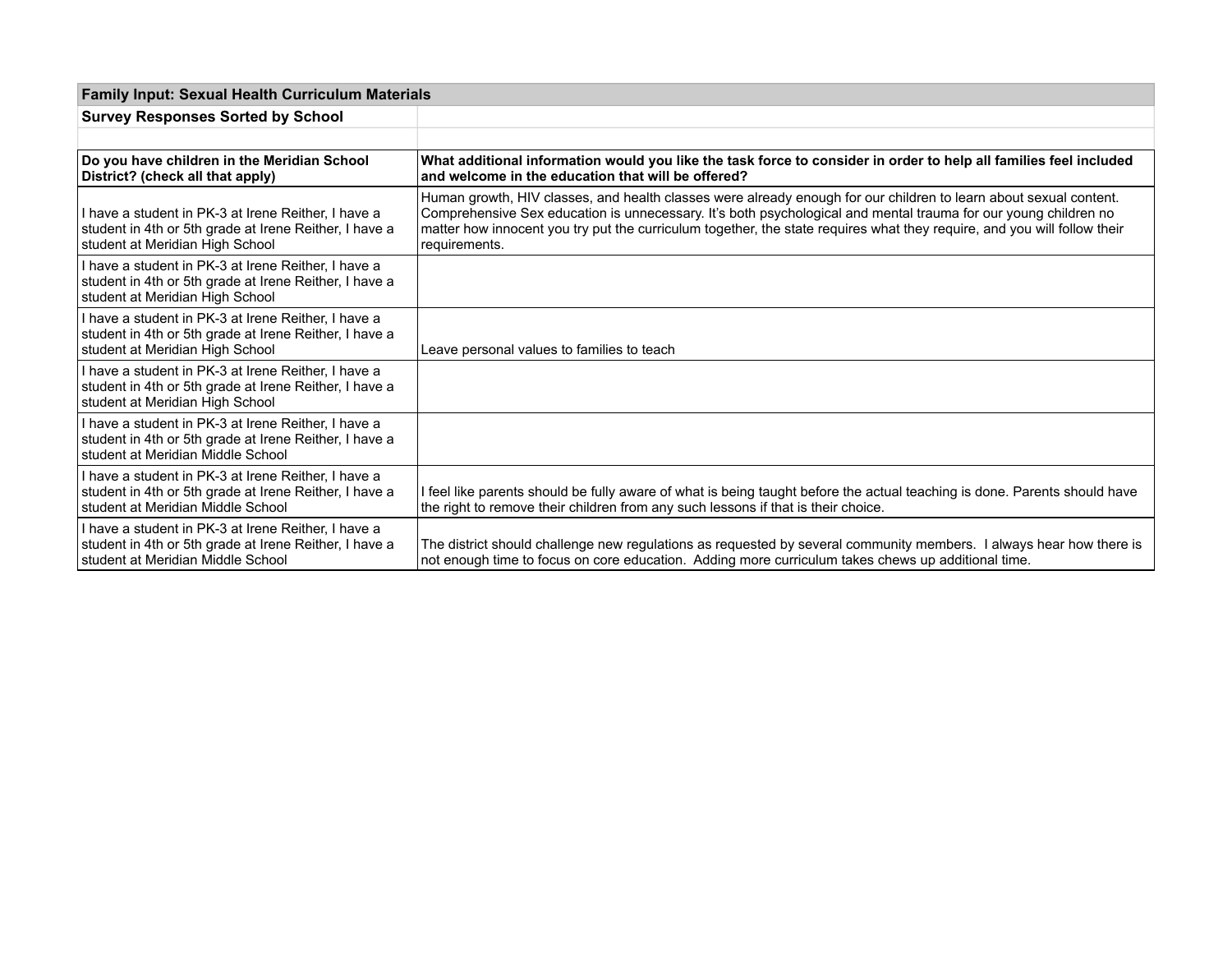| Family Input: Sexual Health Curriculum Materials | |
|---|---|
| **Survey Responses Sorted by School** | |
| | |
| **Do you have children in the Meridian School District? (check all that apply)** | **What additional information would you like the task force to consider in order to help all families feel included and welcome in the education that will be offered?** |
| I have a student in PK-3 at Irene Reither, I have a student in 4th or 5th grade at Irene Reither, I have a student at Meridian High School | Human growth, HIV classes, and health classes were already enough for our children to learn about sexual content. Comprehensive Sex education is unnecessary. It's both psychological and mental trauma for our young children no matter how innocent you try put the curriculum together, the state requires what they require, and you will follow their requirements. |
| I have a student in PK-3 at Irene Reither, I have a student in 4th or 5th grade at Irene Reither, I have a student at Meridian High School | |
| I have a student in PK-3 at Irene Reither, I have a student in 4th or 5th grade at Irene Reither, I have a student at Meridian High School | Leave personal values to families to teach |
| I have a student in PK-3 at Irene Reither, I have a student in 4th or 5th grade at Irene Reither, I have a student at Meridian High School | |
| I have a student in PK-3 at Irene Reither, I have a student in 4th or 5th grade at Irene Reither, I have a student at Meridian Middle School | |
| I have a student in PK-3 at Irene Reither, I have a student in 4th or 5th grade at Irene Reither, I have a student at Meridian Middle School | I feel like parents should be fully aware of what is being taught before the actual teaching is done. Parents should have the right to remove their children from any such lessons if that is their choice. |
| I have a student in PK-3 at Irene Reither, I have a student in 4th or 5th grade at Irene Reither, I have a student at Meridian Middle School | The district should challenge new regulations as requested by several community members. I always hear how there is not enough time to focus on core education. Adding more curriculum takes chews up additional time. |